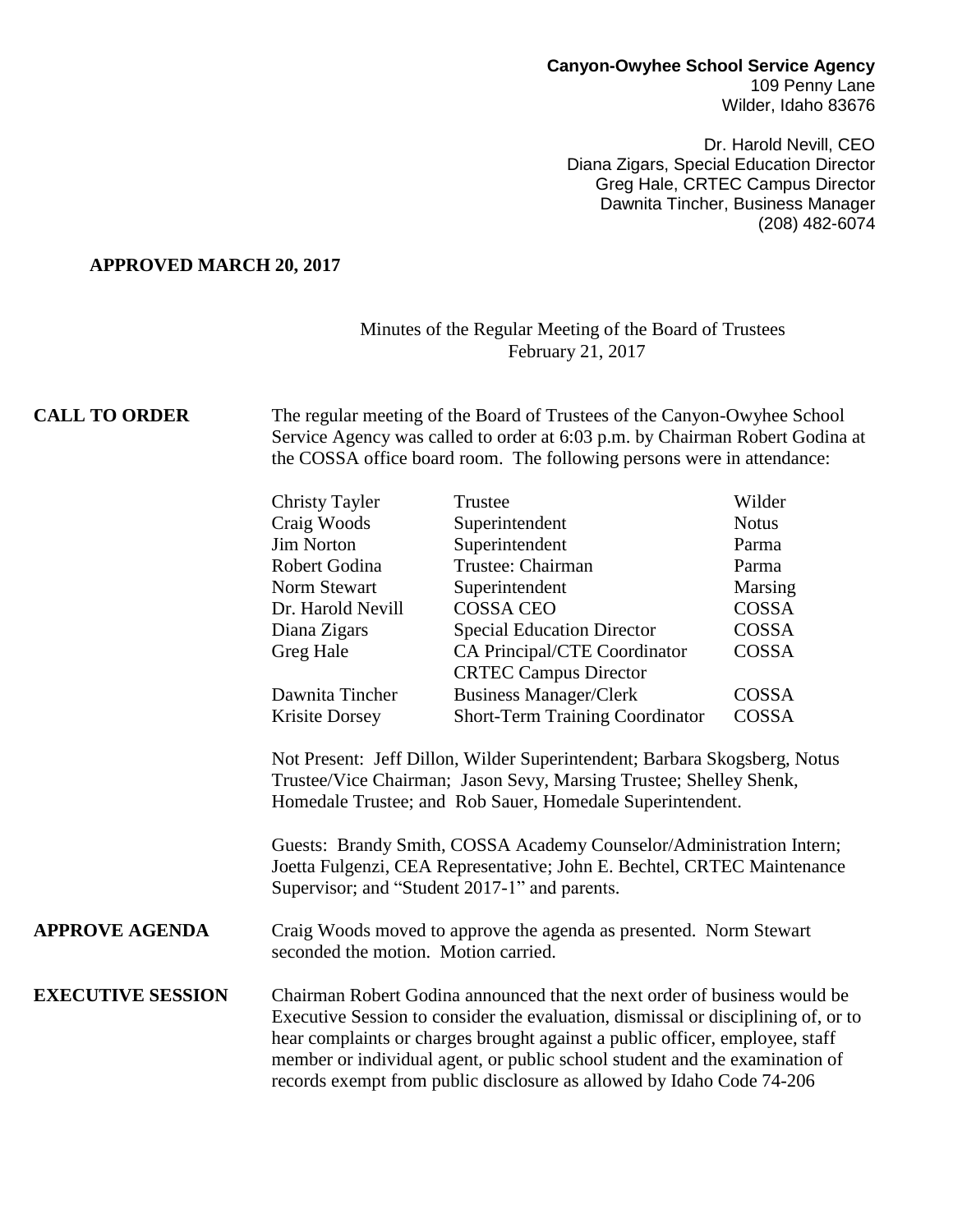**Canyon-Owyhee School Service Agency**
109 Penny Lane
Wilder, Idaho 83676

Dr. Harold Nevill, CEO
Diana Zigars, Special Education Director
Greg Hale, CRTEC Campus Director
Dawnita Tincher, Business Manager
(208) 482-6074

**APPROVED MARCH 20, 2017**

Minutes of the Regular Meeting of the Board of Trustees
February 21, 2017

**CALL TO ORDER**

The regular meeting of the Board of Trustees of the Canyon-Owyhee School Service Agency was called to order at 6:03 p.m. by Chairman Robert Godina at the COSSA office board room. The following persons were in attendance:

| Name | Title | Affiliation |
|---|---|---|
| Christy Tayler | Trustee | Wilder |
| Craig Woods | Superintendent | Notus |
| Jim Norton | Superintendent | Parma |
| Robert Godina | Trustee: Chairman | Parma |
| Norm Stewart | Superintendent | Marsing |
| Dr. Harold Nevill | COSSA CEO | COSSA |
| Diana Zigars | Special Education Director | COSSA |
| Greg Hale | CA Principal/CTE Coordinator CRTEC Campus Director | COSSA |
| Dawnita Tincher | Business Manager/Clerk | COSSA |
| Krisite Dorsey | Short-Term Training Coordinator | COSSA |

Not Present: Jeff Dillon, Wilder Superintendent; Barbara Skogsberg, Notus Trustee/Vice Chairman; Jason Sevy, Marsing Trustee; Shelley Shenk, Homedale Trustee; and Rob Sauer, Homedale Superintendent.

Guests: Brandy Smith, COSSA Academy Counselor/Administration Intern; Joetta Fulgenzi, CEA Representative; John E. Bechtel, CRTEC Maintenance Supervisor; and "Student 2017-1" and parents.

**APPROVE AGENDA**

Craig Woods moved to approve the agenda as presented. Norm Stewart seconded the motion. Motion carried.

**EXECUTIVE SESSION**

Chairman Robert Godina announced that the next order of business would be Executive Session to consider the evaluation, dismissal or disciplining of, or to hear complaints or charges brought against a public officer, employee, staff member or individual agent, or public school student and the examination of records exempt from public disclosure as allowed by Idaho Code 74-206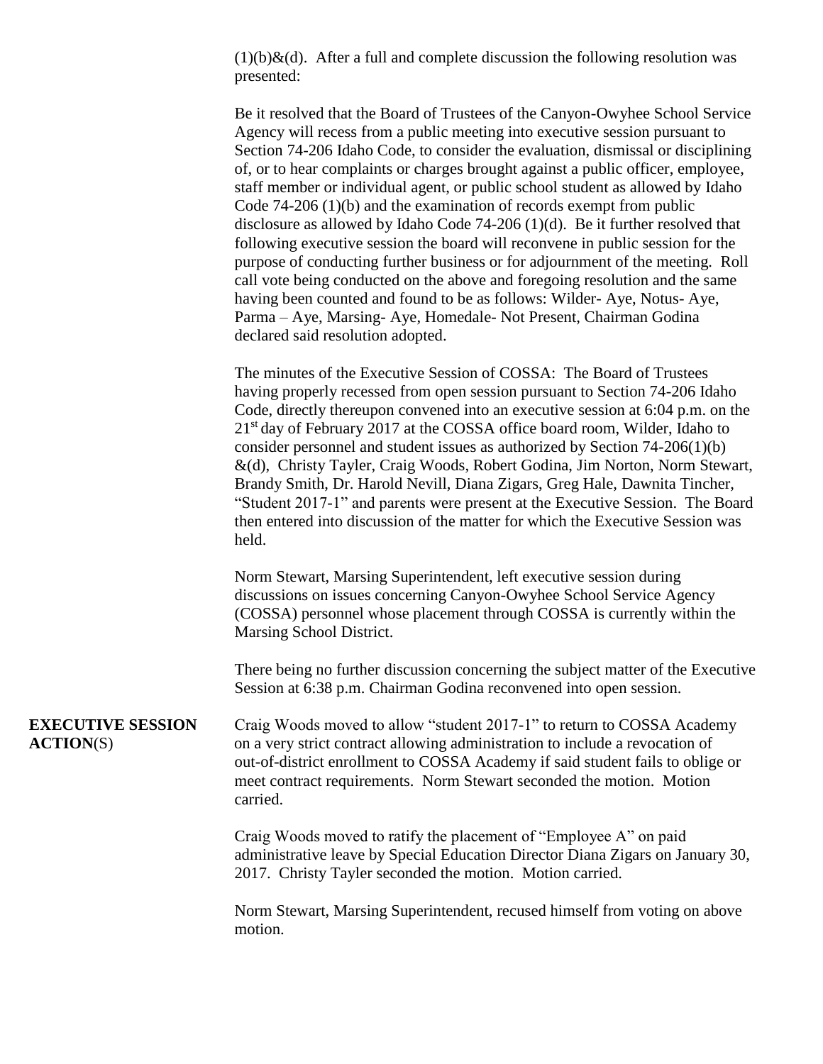(1)(b)&(d). After a full and complete discussion the following resolution was presented:

Be it resolved that the Board of Trustees of the Canyon-Owyhee School Service Agency will recess from a public meeting into executive session pursuant to Section 74-206 Idaho Code, to consider the evaluation, dismissal or disciplining of, or to hear complaints or charges brought against a public officer, employee, staff member or individual agent, or public school student as allowed by Idaho Code 74-206 (1)(b) and the examination of records exempt from public disclosure as allowed by Idaho Code 74-206 (1)(d). Be it further resolved that following executive session the board will reconvene in public session for the purpose of conducting further business or for adjournment of the meeting. Roll call vote being conducted on the above and foregoing resolution and the same having been counted and found to be as follows: Wilder- Aye, Notus- Aye, Parma – Aye, Marsing- Aye, Homedale- Not Present, Chairman Godina declared said resolution adopted.

The minutes of the Executive Session of COSSA: The Board of Trustees having properly recessed from open session pursuant to Section 74-206 Idaho Code, directly thereupon convened into an executive session at 6:04 p.m. on the 21st day of February 2017 at the COSSA office board room, Wilder, Idaho to consider personnel and student issues as authorized by Section 74-206(1)(b) &(d), Christy Tayler, Craig Woods, Robert Godina, Jim Norton, Norm Stewart, Brandy Smith, Dr. Harold Nevill, Diana Zigars, Greg Hale, Dawnita Tincher, "Student 2017-1" and parents were present at the Executive Session. The Board then entered into discussion of the matter for which the Executive Session was held.

Norm Stewart, Marsing Superintendent, left executive session during discussions on issues concerning Canyon-Owyhee School Service Agency (COSSA) personnel whose placement through COSSA is currently within the Marsing School District.

There being no further discussion concerning the subject matter of the Executive Session at 6:38 p.m. Chairman Godina reconvened into open session.

**EXECUTIVE SESSION ACTION**(S)

Craig Woods moved to allow "student 2017-1" to return to COSSA Academy on a very strict contract allowing administration to include a revocation of out-of-district enrollment to COSSA Academy if said student fails to oblige or meet contract requirements. Norm Stewart seconded the motion. Motion carried.

Craig Woods moved to ratify the placement of "Employee A" on paid administrative leave by Special Education Director Diana Zigars on January 30, 2017. Christy Tayler seconded the motion. Motion carried.

Norm Stewart, Marsing Superintendent, recused himself from voting on above motion.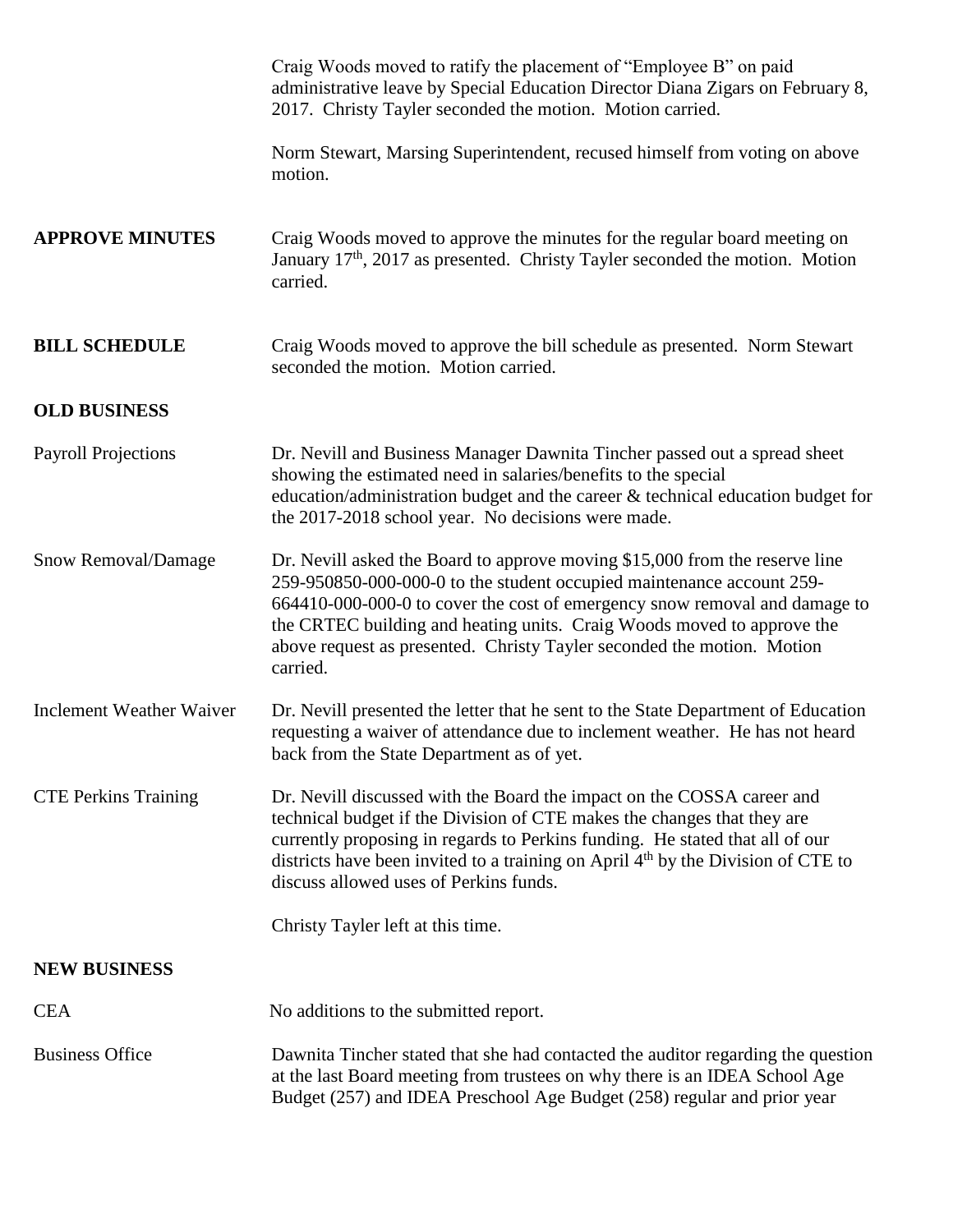Craig Woods moved to ratify the placement of "Employee B" on paid administrative leave by Special Education Director Diana Zigars on February 8, 2017. Christy Tayler seconded the motion. Motion carried.

Norm Stewart, Marsing Superintendent, recused himself from voting on above motion.

**APPROVE MINUTES**

Craig Woods moved to approve the minutes for the regular board meeting on January 17th, 2017 as presented. Christy Tayler seconded the motion. Motion carried.

**BILL SCHEDULE**

Craig Woods moved to approve the bill schedule as presented. Norm Stewart seconded the motion. Motion carried.

**OLD BUSINESS**

Payroll Projections

Dr. Nevill and Business Manager Dawnita Tincher passed out a spread sheet showing the estimated need in salaries/benefits to the special education/administration budget and the career & technical education budget for the 2017-2018 school year. No decisions were made.

Snow Removal/Damage

Dr. Nevill asked the Board to approve moving $15,000 from the reserve line 259-950850-000-000-0 to the student occupied maintenance account 259-664410-000-000-0 to cover the cost of emergency snow removal and damage to the CRTEC building and heating units. Craig Woods moved to approve the above request as presented. Christy Tayler seconded the motion. Motion carried.

Inclement Weather Waiver

Dr. Nevill presented the letter that he sent to the State Department of Education requesting a waiver of attendance due to inclement weather. He has not heard back from the State Department as of yet.

CTE Perkins Training

Dr. Nevill discussed with the Board the impact on the COSSA career and technical budget if the Division of CTE makes the changes that they are currently proposing in regards to Perkins funding. He stated that all of our districts have been invited to a training on April 4th by the Division of CTE to discuss allowed uses of Perkins funds.

Christy Tayler left at this time.

**NEW BUSINESS**

CEA

No additions to the submitted report.

Business Office

Dawnita Tincher stated that she had contacted the auditor regarding the question at the last Board meeting from trustees on why there is an IDEA School Age Budget (257) and IDEA Preschool Age Budget (258) regular and prior year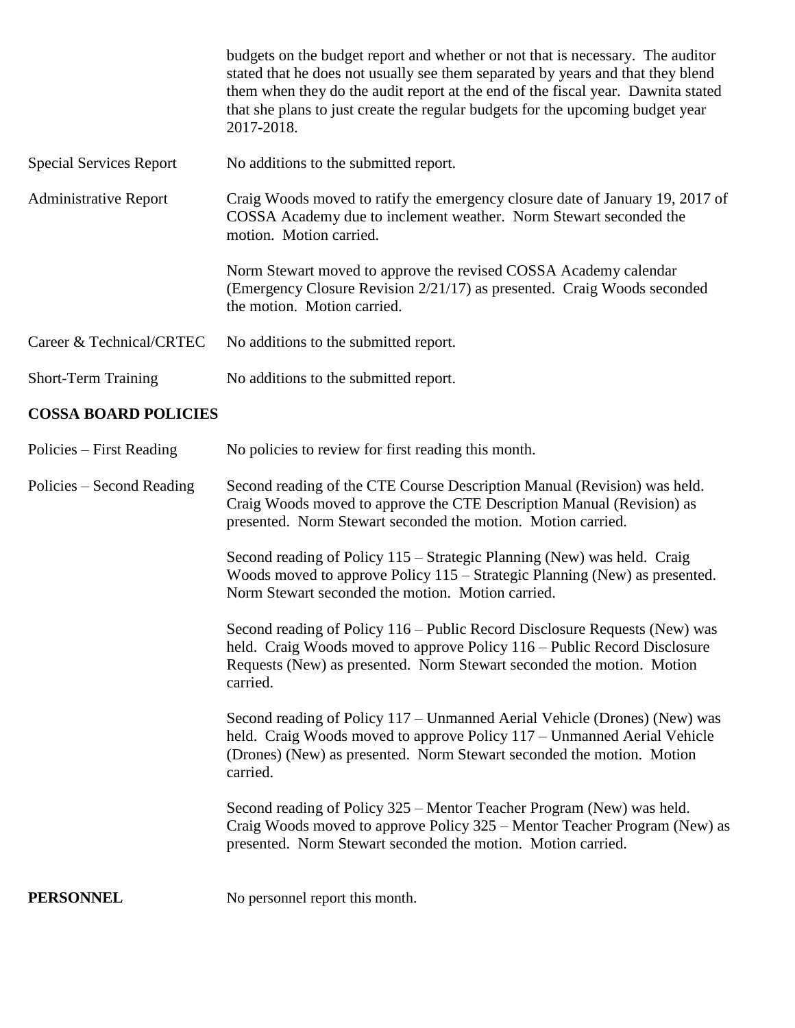budgets on the budget report and whether or not that is necessary. The auditor stated that he does not usually see them separated by years and that they blend them when they do the audit report at the end of the fiscal year. Dawnita stated that she plans to just create the regular budgets for the upcoming budget year 2017-2018.

Special Services Report — No additions to the submitted report.

Administrative Report — Craig Woods moved to ratify the emergency closure date of January 19, 2017 of COSSA Academy due to inclement weather. Norm Stewart seconded the motion. Motion carried.

Norm Stewart moved to approve the revised COSSA Academy calendar (Emergency Closure Revision 2/21/17) as presented. Craig Woods seconded the motion. Motion carried.

Career & Technical/CRTEC — No additions to the submitted report.

Short-Term Training — No additions to the submitted report.

**COSSA BOARD POLICIES**

Policies – First Reading — No policies to review for first reading this month.

Policies – Second Reading — Second reading of the CTE Course Description Manual (Revision) was held. Craig Woods moved to approve the CTE Description Manual (Revision) as presented. Norm Stewart seconded the motion. Motion carried.

Second reading of Policy 115 – Strategic Planning (New) was held. Craig Woods moved to approve Policy 115 – Strategic Planning (New) as presented. Norm Stewart seconded the motion. Motion carried.

Second reading of Policy 116 – Public Record Disclosure Requests (New) was held. Craig Woods moved to approve Policy 116 – Public Record Disclosure Requests (New) as presented. Norm Stewart seconded the motion. Motion carried.

Second reading of Policy 117 – Unmanned Aerial Vehicle (Drones) (New) was held. Craig Woods moved to approve Policy 117 – Unmanned Aerial Vehicle (Drones) (New) as presented. Norm Stewart seconded the motion. Motion carried.

Second reading of Policy 325 – Mentor Teacher Program (New) was held. Craig Woods moved to approve Policy 325 – Mentor Teacher Program (New) as presented. Norm Stewart seconded the motion. Motion carried.

**PERSONNEL** — No personnel report this month.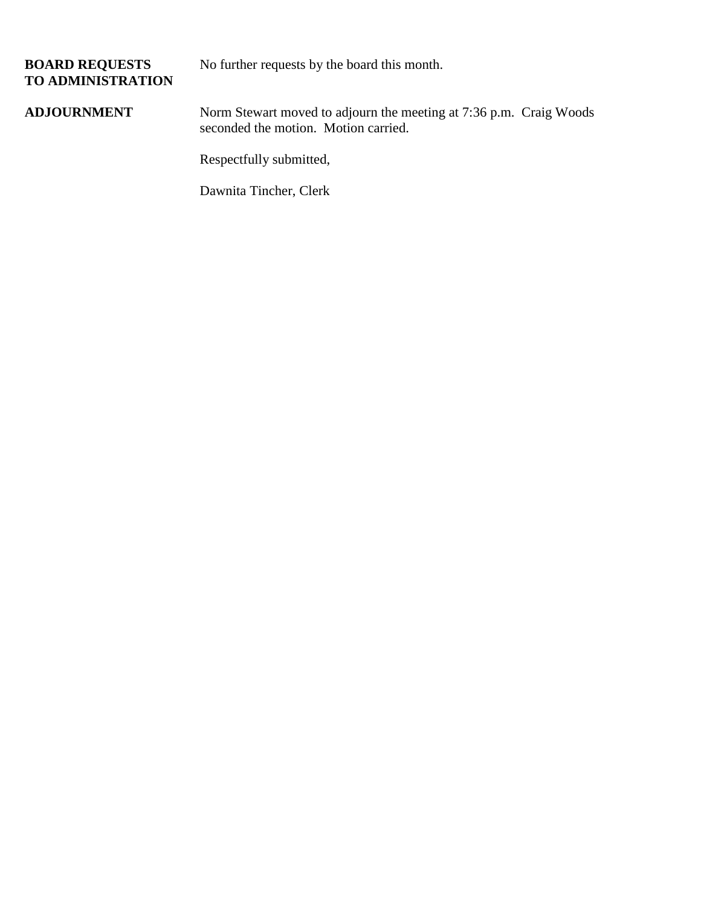**BOARD REQUESTS TO ADMINISTRATION**

No further requests by the board this month.

**ADJOURNMENT**

Norm Stewart moved to adjourn the meeting at 7:36 p.m. Craig Woods seconded the motion. Motion carried.

Respectfully submitted,

Dawnita Tincher, Clerk